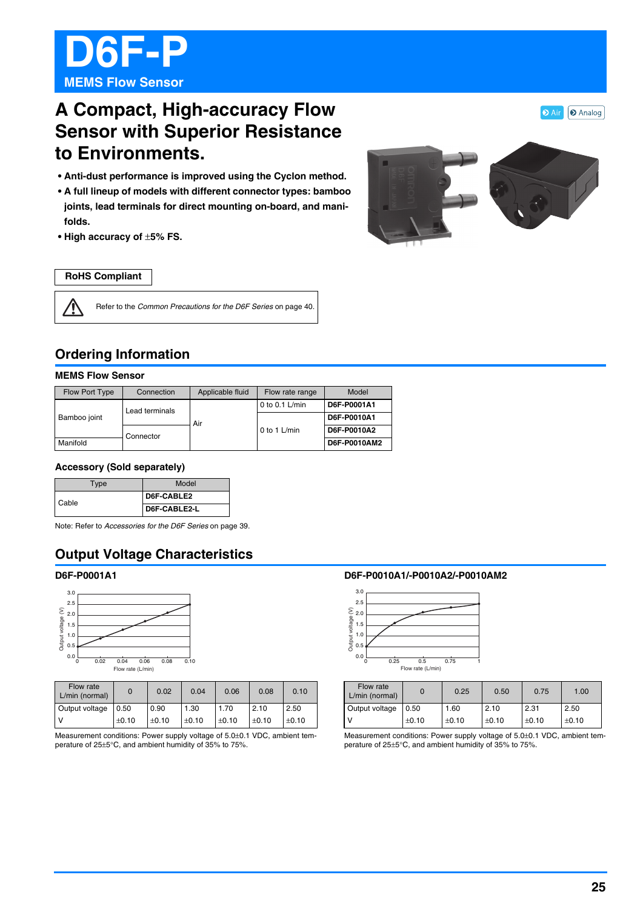# D6F-P

**MEMS Flow Sensor**

## A Compact, High-accuracy Flow Sensor with Superior Resistance to Environments.

Air | Analog

- **Anti-dust performance is improved using the Cyclon method.**
- **A full lineup of models with different connector types: bamboo joints, lead terminals for direct mounting on-board, and manifolds.**
- **High accuracy of ±5% FS.**

**RoHS Compliant**

Refer to the *Common Precautions for the D6F Series* on page 40.

## Ordering Information

### MEMS Flow Sensor

| Flow Port Type | Connection | Applicable fluid | Flow rate range | Model |
|---|---|---|---|---|
| Bamboo joint | Lead terminals | Air | 0 to 0.1 L/min | **D6F-P0001A1** |
| | | | 0 to 1 L/min | **D6F-P0010A1** |
| | Connector | | | **D6F-P0010A2** |
| Manifold | | | | **D6F-P0010AM2** |

### Accessory (Sold separately)

| Type | Model |
|---|---|
| Cable | **D6F-CABLE2** |
| | **D6F-CABLE2-L** |

Note: Refer to *Accessories for the D6F Series* on page 39.

## Output Voltage Characteristics

### D6F-P0001A1

| Flow rate L/min (normal) | 0 | 0.02 | 0.04 | 0.06 | 0.08 | 0.10 |
|---|---|---|---|---|---|---|
| Output voltage V | 0.50 ±0.10 | 0.90 ±0.10 | 1.30 ±0.10 | 1.70 ±0.10 | 2.10 ±0.10 | 2.50 ±0.10 |

Measurement conditions: Power supply voltage of 5.0±0.1 VDC, ambient temperature of 25±5°C, and ambient humidity of 35% to 75%.

### D6F-P0010A1/-P0010A2/-P0010AM2

| Flow rate L/min (normal) | 0 | 0.25 | 0.50 | 0.75 | 1.00 |
|---|---|---|---|---|---|
| Output voltage V | 0.50 ±0.10 | 1.60 ±0.10 | 2.10 ±0.10 | 2.31 ±0.10 | 2.50 ±0.10 |

Measurement conditions: Power supply voltage of 5.0±0.1 VDC, ambient temperature of 25±5°C, and ambient humidity of 35% to 75%.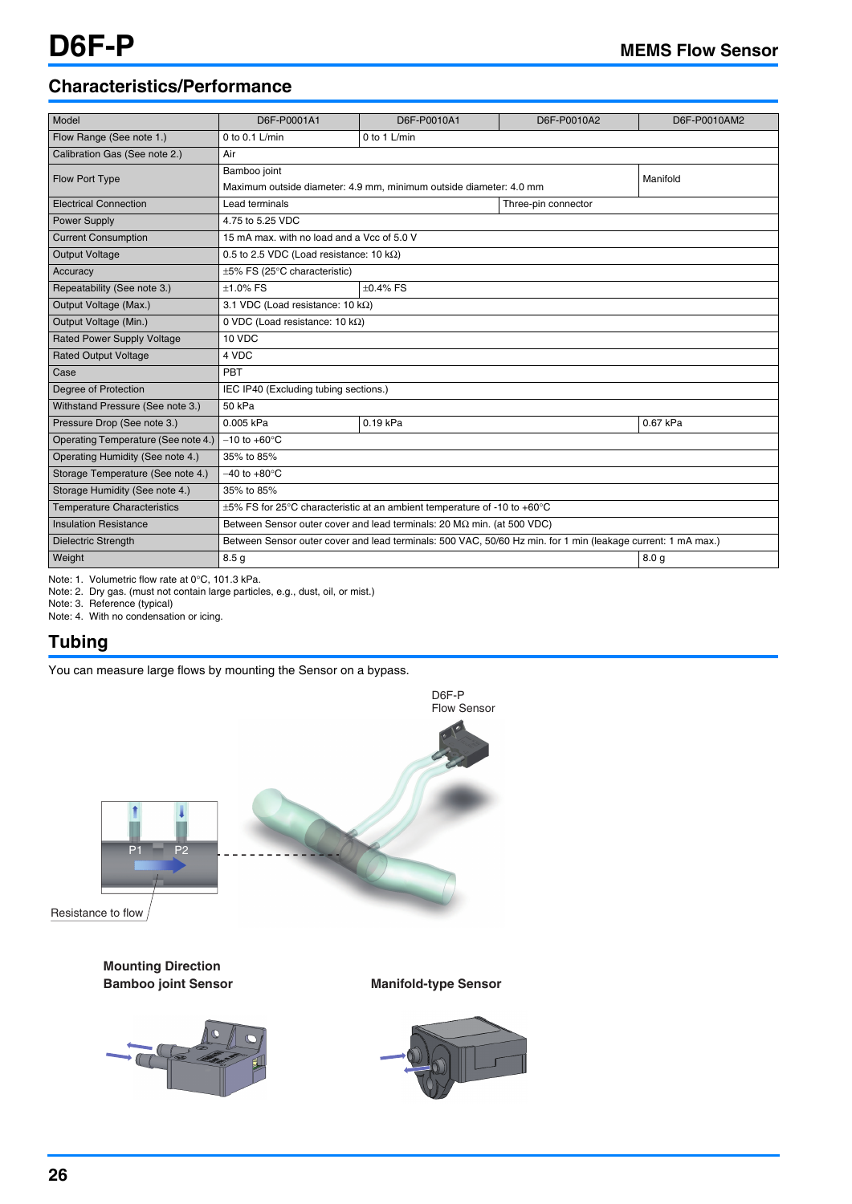## Characteristics/Performance

| Model | D6F-P0001A1 | D6F-P0010A1 | D6F-P0010A2 | D6F-P0010AM2 |
|---|---|---|---|---|
| Flow Range (See note 1.) | 0 to 0.1 L/min | 0 to 1 L/min | | |
| Calibration Gas (See note 2.) | Air | | | |
| Flow Port Type | Bamboo joint<br>Maximum outside diameter: 4.9 mm, minimum outside diameter: 4.0 mm | | | Manifold |
| Electrical Connection | Lead terminals | | Three-pin connector | |
| Power Supply | 4.75 to 5.25 VDC | | | |
| Current Consumption | 15 mA max. with no load and a Vcc of 5.0 V | | | |
| Output Voltage | 0.5 to 2.5 VDC (Load resistance: 10 kΩ) | | | |
| Accuracy | ±5% FS (25°C characteristic) | | | |
| Repeatability (See note 3.) | ±1.0% FS | ±0.4% FS | | |
| Output Voltage (Max.) | 3.1 VDC (Load resistance: 10 kΩ) | | | |
| Output Voltage (Min.) | 0 VDC (Load resistance: 10 kΩ) | | | |
| Rated Power Supply Voltage | 10 VDC | | | |
| Rated Output Voltage | 4 VDC | | | |
| Case | PBT | | | |
| Degree of Protection | IEC IP40 (Excluding tubing sections.) | | | |
| Withstand Pressure (See note 3.) | 50 kPa | | | |
| Pressure Drop (See note 3.) | 0.005 kPa | 0.19 kPa | | 0.67 kPa |
| Operating Temperature (See note 4.) | −10 to +60°C | | | |
| Operating Humidity (See note 4.) | 35% to 85% | | | |
| Storage Temperature (See note 4.) | −40 to +80°C | | | |
| Storage Humidity (See note 4.) | 35% to 85% | | | |
| Temperature Characteristics | ±5% FS for 25°C characteristic at an ambient temperature of -10 to +60°C | | | |
| Insulation Resistance | Between Sensor outer cover and lead terminals: 20 MΩ min. (at 500 VDC) | | | |
| Dielectric Strength | Between Sensor outer cover and lead terminals: 500 VAC, 50/60 Hz min. for 1 min (leakage current: 1 mA max.) | | | |
| Weight | 8.5 g | | | 8.0 g |

Note: 1. Volumetric flow rate at 0°C, 101.3 kPa.
Note: 2. Dry gas. (must not contain large particles, e.g., dust, oil, or mist.)
Note: 3. Reference (typical)
Note: 4. With no condensation or icing.

## Tubing

You can measure large flows by mounting the Sensor on a bypass.

D6F-P Flow Sensor

P1 P2

Resistance to flow

### Mounting Direction

**Bamboo joint Sensor**

**Manifold-type Sensor**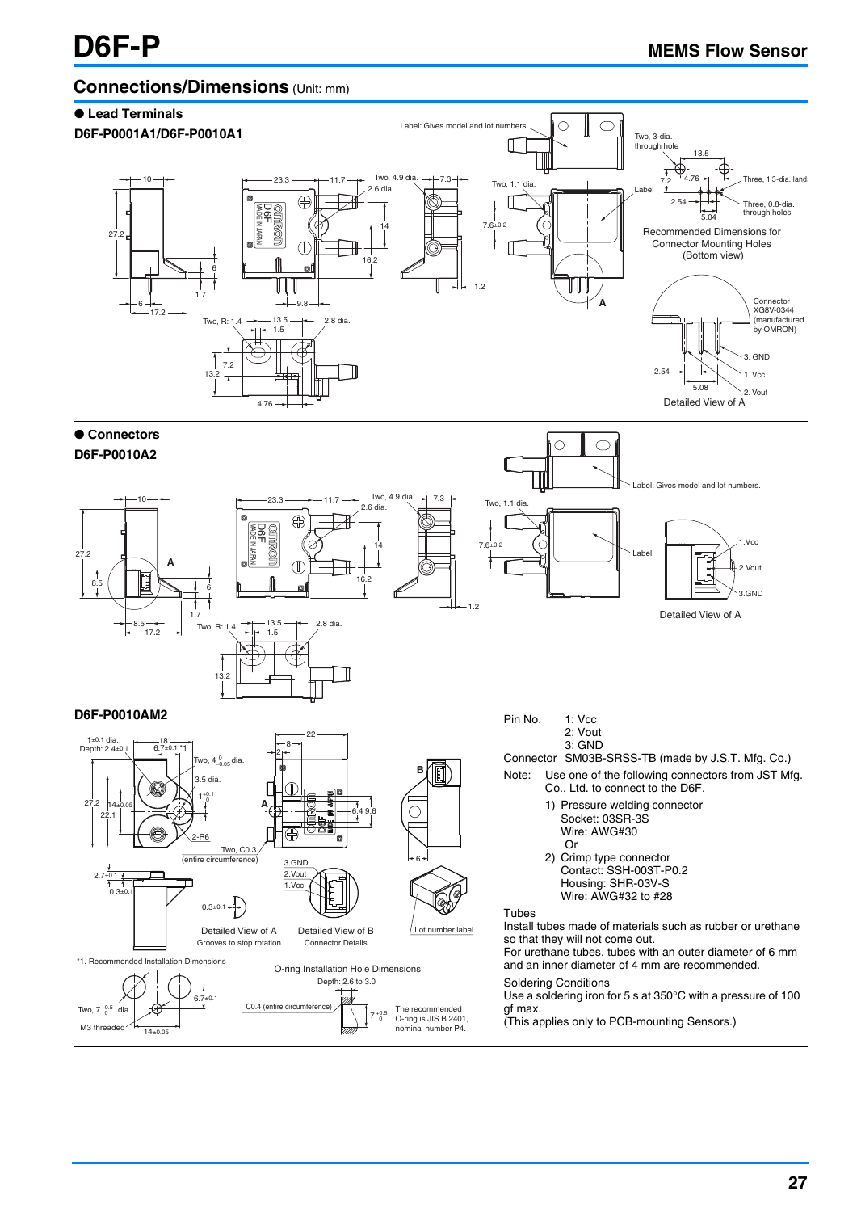## Connections/Dimensions (Unit: mm)

### ● Lead Terminals

**D6F-P0001A1/D6F-P0010A1**

Label: Gives model and lot numbers.

Two, 3-dia. through hole

13.5

7.2

4.76

Three, 1.3-dia. land

2.54

5.04

Three, 0.8-dia. through holes

Recommended Dimensions for Connector Mounting Holes (Bottom view)

10

27.2

17.2

6

1.7

23.3

11.7

Two, 4.9 dia.

2.6 dia.

14

16.2

6

9.8

7.3

Two, 1.1 dia.

Label

7.6±0.2

1.2

A

Two, R: 1.4

13.5

1.5

2.8 dia.

7.2

13.2

4.76

Connector XG8V-0344 (manufactured by OMRON)

3. GND

1. Vcc

2. Vout

2.54

5.08

Detailed View of A

### ● Connectors

**D6F-P0010A2**

Label: Gives model and lot numbers.

10

27.2

A

8.5

8.5

17.2

23.3

11.7

Two, 4.9 dia.

2.6 dia.

14

16.2

6

1.7

7.3

Two, 1.1 dia.

7.6±0.2

Label

1.2

Two, R: 1.4

13.5

1.5

2.8 dia.

13.2

1.Vcc

2.Vout

3.GND

Detailed View of A

**D6F-P0010AM2**

1±0.1 dia., Depth: 2.4±0.1

18

6.7±0.1 *1

Two, 4 $^{0}_{-0.05}$ dia.

3.5 dia.

$1^{+0.1}_{0}$

27.2

14±0.05

22.1

2-R6

Two, C0.3 (entire circumference)

2.7±0.1

0.3±0.1

0.3±0.1

22

8

2

A

6.4

9.6

B

6

3.GND

2.Vout

1.Vcc

Detailed View of A
Grooves to stop rotation

Detailed View of B
Connector Details

Lot number label

*1. Recommended Installation Dimensions

Two, $7^{+0.5}_{0}$ dia.

M3 threaded

14±0.05

6.7±0.1

O-ring Installation Hole Dimensions

Depth: 2.6 to 3.0

C0.4 (entire circumference)

$7^{+0.5}_{0}$

The recommended O-ring is JIS B 2401, nominal number P4.

Pin No. 1: Vcc
2: Vout
3: GND

Connector SM03B-SRSS-TB (made by J.S.T. Mfg. Co.)

Note: Use one of the following connectors from JST Mfg. Co., Ltd. to connect to the D6F.

1) Pressure welding connector
   Socket: 03SR-3S
   Wire: AWG#30
   Or
2) Crimp type connector
   Contact: SSH-003T-P0.2
   Housing: SHR-03V-S
   Wire: AWG#32 to #28

Tubes

Install tubes made of materials such as rubber or urethane so that they will not come out.
For urethane tubes, tubes with an outer diameter of 6 mm and an inner diameter of 4 mm are recommended.

Soldering Conditions

Use a soldering iron for 5 s at 350°C with a pressure of 100 gf max.
(This applies only to PCB-mounting Sensors.)